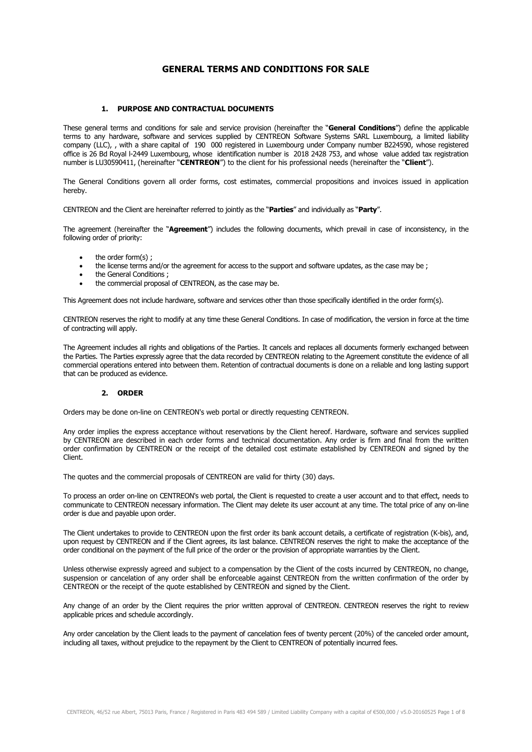# GENERAL TERMS AND CONDITIONS FOR SALE

## 1. PURPOSE AND CONTRACTUAL DOCUMENTS

These general terms and conditions for sale and service provision (hereinafter the "**General Conditions**") define the applicable terms to any hardware, software and services supplied by CENTREON Software Systems SARL Luxembourg, a limited liability company (LLC), , with a share capital of 190 000 registered in Luxembourg under Company number B224590, whose registered office is 26 Bd Royal l-2449 Luxembourg, whose identification number is 2018 2428 753, and whose value added tax registration number is LU30590411, (hereinafter "**CENTREON**") to the client for his professional needs (hereinafter the "**Client**").

The General Conditions govern all order forms, cost estimates, commercial propositions and invoices issued in application hereby.

CENTREON and the Client are hereinafter referred to jointly as the "**Parties**" and individually as "**Party**".

The agreement (hereinafter the "**Agreement**") includes the following documents, which prevail in case of inconsistency, in the following order of priority:

- the order form(s) ;
- the license terms and/or the agreement for access to the support and software updates, as the case may be ;
- the General Conditions ;
- the commercial proposal of CENTREON, as the case may be.

This Agreement does not include hardware, software and services other than those specifically identified in the order form(s).

CENTREON reserves the right to modify at any time these General Conditions. In case of modification, the version in force at the time of contracting will apply.

The Agreement includes all rights and obligations of the Parties. It cancels and replaces all documents formerly exchanged between the Parties. The Parties expressly agree that the data recorded by CENTREON relating to the Agreement constitute the evidence of all commercial operations entered into between them. Retention of contractual documents is done on a reliable and long lasting support that can be produced as evidence.

## 2. ORDER

Orders may be done on-line on CENTREON's web portal or directly requesting CENTREON.

Any order implies the express acceptance without reservations by the Client hereof. Hardware, software and services supplied by CENTREON are described in each order forms and technical documentation. Any order is firm and final from the written order confirmation by CENTREON or the receipt of the detailed cost estimate established by CENTREON and signed by the Client.

The quotes and the commercial proposals of CENTREON are valid for thirty (30) days.

To process an order on-line on CENTREON's web portal, the Client is requested to create a user account and to that effect, needs to communicate to CENTREON necessary information. The Client may delete its user account at any time. The total price of any on-line order is due and payable upon order.

The Client undertakes to provide to CENTREON upon the first order its bank account details, a certificate of registration (K-bis), and, upon request by CENTREON and if the Client agrees, its last balance. CENTREON reserves the right to make the acceptance of the order conditional on the payment of the full price of the order or the provision of appropriate warranties by the Client.

Unless otherwise expressly agreed and subject to a compensation by the Client of the costs incurred by CENTREON, no change, suspension or cancelation of any order shall be enforceable against CENTREON from the written confirmation of the order by CENTREON or the receipt of the quote established by CENTREON and signed by the Client.

Any change of an order by the Client requires the prior written approval of CENTREON. CENTREON reserves the right to review applicable prices and schedule accordingly.

Any order cancelation by the Client leads to the payment of cancelation fees of twenty percent (20%) of the canceled order amount, including all taxes, without prejudice to the repayment by the Client to CENTREON of potentially incurred fees.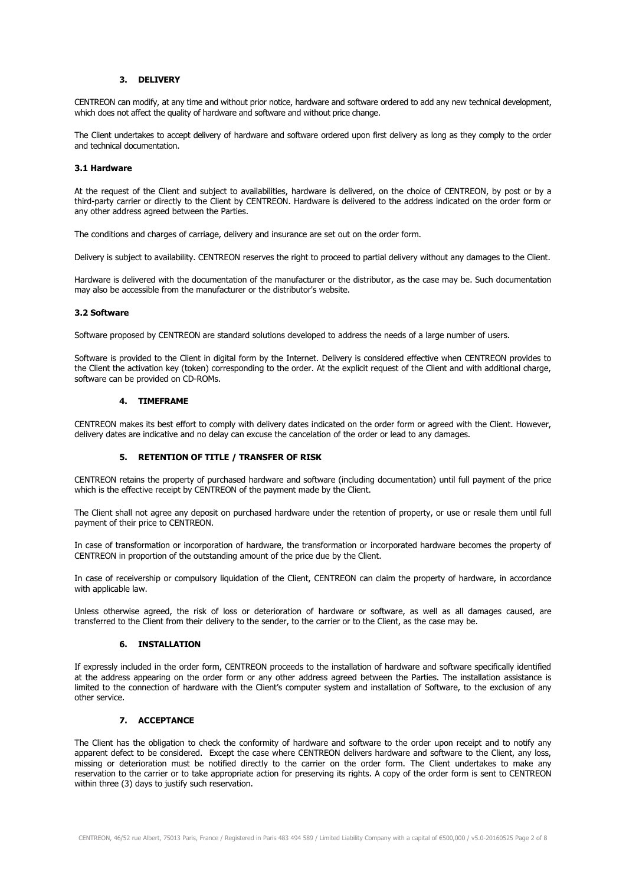## 3. DELIVERY

CENTREON can modify, at any time and without prior notice, hardware and software ordered to add any new technical development, which does not affect the quality of hardware and software and without price change.

The Client undertakes to accept delivery of hardware and software ordered upon first delivery as long as they comply to the order and technical documentation.

### 3.1 Hardware

At the request of the Client and subject to availabilities, hardware is delivered, on the choice of CENTREON, by post or by a third-party carrier or directly to the Client by CENTREON. Hardware is delivered to the address indicated on the order form or any other address agreed between the Parties.

The conditions and charges of carriage, delivery and insurance are set out on the order form.

Delivery is subject to availability. CENTREON reserves the right to proceed to partial delivery without any damages to the Client.

Hardware is delivered with the documentation of the manufacturer or the distributor, as the case may be. Such documentation may also be accessible from the manufacturer or the distributor's website.

### 3.2 Software

Software proposed by CENTREON are standard solutions developed to address the needs of a large number of users.

Software is provided to the Client in digital form by the Internet. Delivery is considered effective when CENTREON provides to the Client the activation key (token) corresponding to the order. At the explicit request of the Client and with additional charge, software can be provided on CD-ROMs.

## 4. TIMEFRAME

CENTREON makes its best effort to comply with delivery dates indicated on the order form or agreed with the Client. However, delivery dates are indicative and no delay can excuse the cancelation of the order or lead to any damages.

## 5. RETENTION OF TITLE / TRANSFER OF RISK

CENTREON retains the property of purchased hardware and software (including documentation) until full payment of the price which is the effective receipt by CENTREON of the payment made by the Client.

The Client shall not agree any deposit on purchased hardware under the retention of property, or use or resale them until full payment of their price to CENTREON.

In case of transformation or incorporation of hardware, the transformation or incorporated hardware becomes the property of CENTREON in proportion of the outstanding amount of the price due by the Client.

In case of receivership or compulsory liquidation of the Client, CENTREON can claim the property of hardware, in accordance with applicable law.

Unless otherwise agreed, the risk of loss or deterioration of hardware or software, as well as all damages caused, are transferred to the Client from their delivery to the sender, to the carrier or to the Client, as the case may be.

## 6. INSTALLATION

If expressly included in the order form, CENTREON proceeds to the installation of hardware and software specifically identified at the address appearing on the order form or any other address agreed between the Parties. The installation assistance is limited to the connection of hardware with the Client's computer system and installation of Software, to the exclusion of any other service.

## 7. ACCEPTANCE

The Client has the obligation to check the conformity of hardware and software to the order upon receipt and to notify any apparent defect to be considered. Except the case where CENTREON delivers hardware and software to the Client, any loss, missing or deterioration must be notified directly to the carrier on the order form. The Client undertakes to make any reservation to the carrier or to take appropriate action for preserving its rights. A copy of the order form is sent to CENTREON within three (3) days to justify such reservation.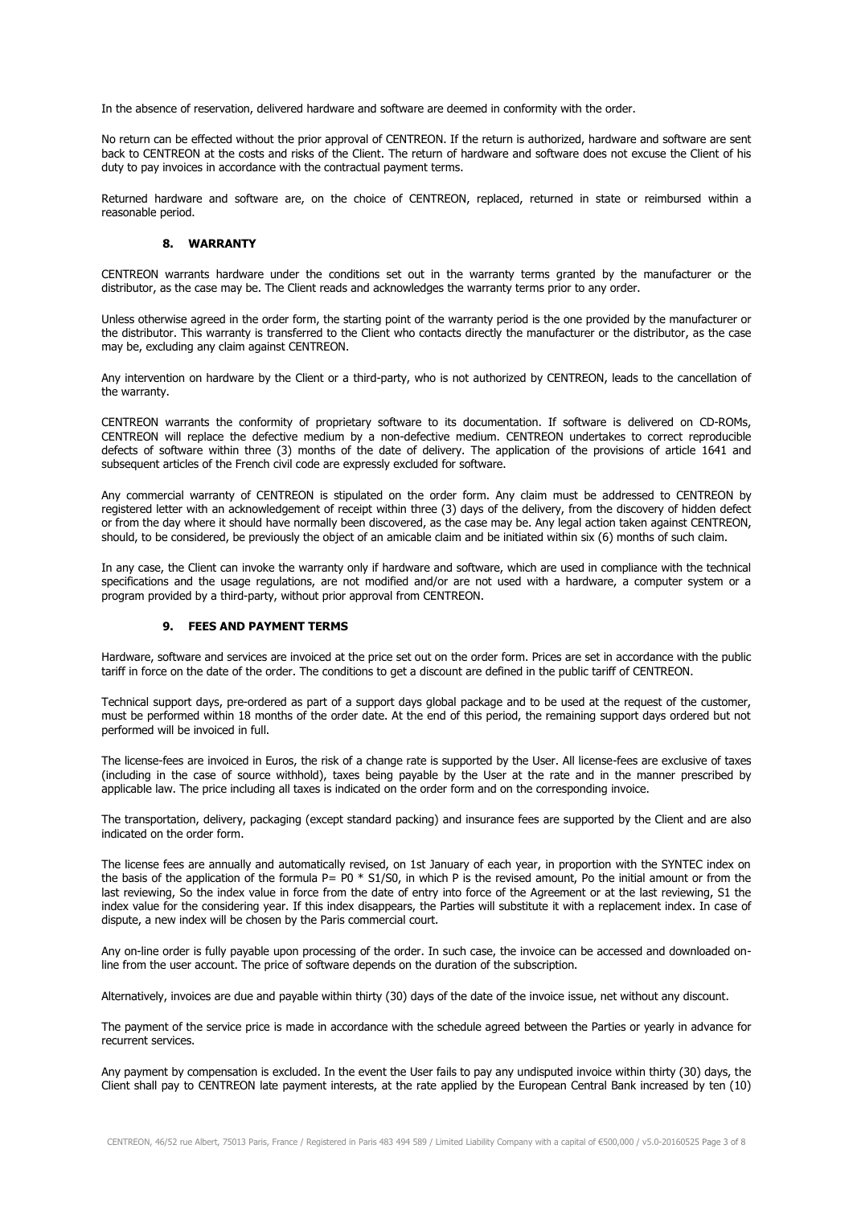In the absence of reservation, delivered hardware and software are deemed in conformity with the order.

No return can be effected without the prior approval of CENTREON. If the return is authorized, hardware and software are sent back to CENTREON at the costs and risks of the Client. The return of hardware and software does not excuse the Client of his duty to pay invoices in accordance with the contractual payment terms.

Returned hardware and software are, on the choice of CENTREON, replaced, returned in state or reimbursed within a reasonable period.

## 8. WARRANTY

CENTREON warrants hardware under the conditions set out in the warranty terms granted by the manufacturer or the distributor, as the case may be. The Client reads and acknowledges the warranty terms prior to any order.

Unless otherwise agreed in the order form, the starting point of the warranty period is the one provided by the manufacturer or the distributor. This warranty is transferred to the Client who contacts directly the manufacturer or the distributor, as the case may be, excluding any claim against CENTREON.

Any intervention on hardware by the Client or a third-party, who is not authorized by CENTREON, leads to the cancellation of the warranty.

CENTREON warrants the conformity of proprietary software to its documentation. If software is delivered on CD-ROMs, CENTREON will replace the defective medium by a non-defective medium. CENTREON undertakes to correct reproducible defects of software within three (3) months of the date of delivery. The application of the provisions of article 1641 and subsequent articles of the French civil code are expressly excluded for software.

Any commercial warranty of CENTREON is stipulated on the order form. Any claim must be addressed to CENTREON by registered letter with an acknowledgement of receipt within three (3) days of the delivery, from the discovery of hidden defect or from the day where it should have normally been discovered, as the case may be. Any legal action taken against CENTREON, should, to be considered, be previously the object of an amicable claim and be initiated within six (6) months of such claim.

In any case, the Client can invoke the warranty only if hardware and software, which are used in compliance with the technical specifications and the usage regulations, are not modified and/or are not used with a hardware, a computer system or a program provided by a third-party, without prior approval from CENTREON.

## 9. FEES AND PAYMENT TERMS

Hardware, software and services are invoiced at the price set out on the order form. Prices are set in accordance with the public tariff in force on the date of the order. The conditions to get a discount are defined in the public tariff of CENTREON.

Technical support days, pre-ordered as part of a support days global package and to be used at the request of the customer, must be performed within 18 months of the order date. At the end of this period, the remaining support days ordered but not performed will be invoiced in full.

The license-fees are invoiced in Euros, the risk of a change rate is supported by the User. All license-fees are exclusive of taxes (including in the case of source withhold), taxes being payable by the User at the rate and in the manner prescribed by applicable law. The price including all taxes is indicated on the order form and on the corresponding invoice.

The transportation, delivery, packaging (except standard packing) and insurance fees are supported by the Client and are also indicated on the order form.

The license fees are annually and automatically revised, on 1st January of each year, in proportion with the SYNTEC index on the basis of the application of the formula $P = P0 * S1/S0$, in which P is the revised amount, Po the initial amount or from the last reviewing, So the index value in force from the date of entry into force of the Agreement or at the last reviewing, S1 the index value for the considering year. If this index disappears, the Parties will substitute it with a replacement index. In case of dispute, a new index will be chosen by the Paris commercial court.

Any on-line order is fully payable upon processing of the order. In such case, the invoice can be accessed and downloaded on-line from the user account. The price of software depends on the duration of the subscription.

Alternatively, invoices are due and payable within thirty (30) days of the date of the invoice issue, net without any discount.

The payment of the service price is made in accordance with the schedule agreed between the Parties or yearly in advance for recurrent services.

Any payment by compensation is excluded. In the event the User fails to pay any undisputed invoice within thirty (30) days, the Client shall pay to CENTREON late payment interests, at the rate applied by the European Central Bank increased by ten (10)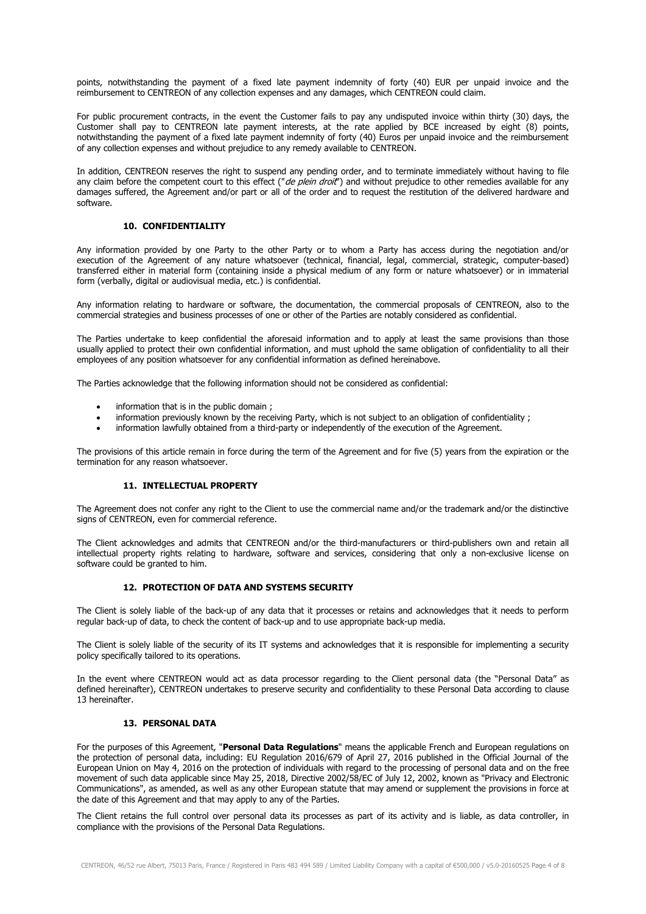points, notwithstanding the payment of a fixed late payment indemnity of forty (40) EUR per unpaid invoice and the reimbursement to CENTREON of any collection expenses and any damages, which CENTREON could claim.

For public procurement contracts, in the event the Customer fails to pay any undisputed invoice within thirty (30) days, the Customer shall pay to CENTREON late payment interests, at the rate applied by BCE increased by eight (8) points, notwithstanding the payment of a fixed late payment indemnity of forty (40) Euros per unpaid invoice and the reimbursement of any collection expenses and without prejudice to any remedy available to CENTREON.

In addition, CENTREON reserves the right to suspend any pending order, and to terminate immediately without having to file any claim before the competent court to this effect ("*de plein droit*") and without prejudice to other remedies available for any damages suffered, the Agreement and/or part or all of the order and to request the restitution of the delivered hardware and software.

## 10. CONFIDENTIALITY

Any information provided by one Party to the other Party or to whom a Party has access during the negotiation and/or execution of the Agreement of any nature whatsoever (technical, financial, legal, commercial, strategic, computer-based) transferred either in material form (containing inside a physical medium of any form or nature whatsoever) or in immaterial form (verbally, digital or audiovisual media, etc.) is confidential.

Any information relating to hardware or software, the documentation, the commercial proposals of CENTREON, also to the commercial strategies and business processes of one or other of the Parties are notably considered as confidential.

The Parties undertake to keep confidential the aforesaid information and to apply at least the same provisions than those usually applied to protect their own confidential information, and must uphold the same obligation of confidentiality to all their employees of any position whatsoever for any confidential information as defined hereinabove.

The Parties acknowledge that the following information should not be considered as confidential:

- information that is in the public domain ;
- information previously known by the receiving Party, which is not subject to an obligation of confidentiality ;
- information lawfully obtained from a third-party or independently of the execution of the Agreement.

The provisions of this article remain in force during the term of the Agreement and for five (5) years from the expiration or the termination for any reason whatsoever.

## 11. INTELLECTUAL PROPERTY

The Agreement does not confer any right to the Client to use the commercial name and/or the trademark and/or the distinctive signs of CENTREON, even for commercial reference.

The Client acknowledges and admits that CENTREON and/or the third-manufacturers or third-publishers own and retain all intellectual property rights relating to hardware, software and services, considering that only a non-exclusive license on software could be granted to him.

## 12. PROTECTION OF DATA AND SYSTEMS SECURITY

The Client is solely liable of the back-up of any data that it processes or retains and acknowledges that it needs to perform regular back-up of data, to check the content of back-up and to use appropriate back-up media.

The Client is solely liable of the security of its IT systems and acknowledges that it is responsible for implementing a security policy specifically tailored to its operations.

In the event where CENTREON would act as data processor regarding to the Client personal data (the "Personal Data" as defined hereinafter), CENTREON undertakes to preserve security and confidentiality to these Personal Data according to clause 13 hereinafter.

## 13. PERSONAL DATA

For the purposes of this Agreement, "**Personal Data Regulations**" means the applicable French and European regulations on the protection of personal data, including: EU Regulation 2016/679 of April 27, 2016 published in the Official Journal of the European Union on May 4, 2016 on the protection of individuals with regard to the processing of personal data and on the free movement of such data applicable since May 25, 2018, Directive 2002/58/EC of July 12, 2002, known as "Privacy and Electronic Communications", as amended, as well as any other European statute that may amend or supplement the provisions in force at the date of this Agreement and that may apply to any of the Parties.

The Client retains the full control over personal data its processes as part of its activity and is liable, as data controller, in compliance with the provisions of the Personal Data Regulations.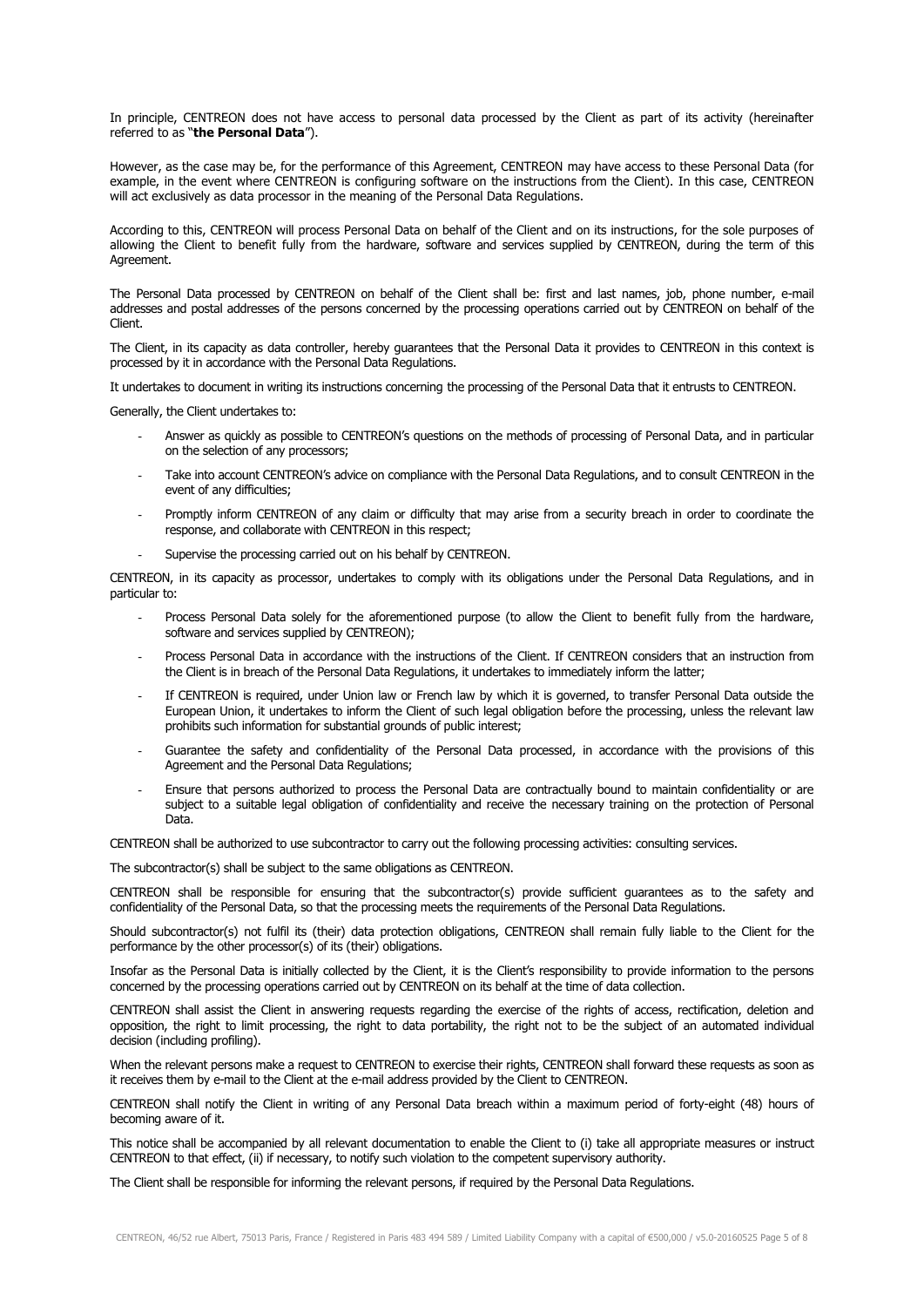In principle, CENTREON does not have access to personal data processed by the Client as part of its activity (hereinafter referred to as "**the Personal Data**").

However, as the case may be, for the performance of this Agreement, CENTREON may have access to these Personal Data (for example, in the event where CENTREON is configuring software on the instructions from the Client). In this case, CENTREON will act exclusively as data processor in the meaning of the Personal Data Regulations.

According to this, CENTREON will process Personal Data on behalf of the Client and on its instructions, for the sole purposes of allowing the Client to benefit fully from the hardware, software and services supplied by CENTREON, during the term of this Agreement.

The Personal Data processed by CENTREON on behalf of the Client shall be: first and last names, job, phone number, e-mail addresses and postal addresses of the persons concerned by the processing operations carried out by CENTREON on behalf of the Client.

The Client, in its capacity as data controller, hereby guarantees that the Personal Data it provides to CENTREON in this context is processed by it in accordance with the Personal Data Regulations.

It undertakes to document in writing its instructions concerning the processing of the Personal Data that it entrusts to CENTREON.

Generally, the Client undertakes to:

- Answer as quickly as possible to CENTREON's questions on the methods of processing of Personal Data, and in particular on the selection of any processors;
- Take into account CENTREON's advice on compliance with the Personal Data Regulations, and to consult CENTREON in the event of any difficulties;
- Promptly inform CENTREON of any claim or difficulty that may arise from a security breach in order to coordinate the response, and collaborate with CENTREON in this respect;
- Supervise the processing carried out on his behalf by CENTREON.

CENTREON, in its capacity as processor, undertakes to comply with its obligations under the Personal Data Regulations, and in particular to:

- Process Personal Data solely for the aforementioned purpose (to allow the Client to benefit fully from the hardware, software and services supplied by CENTREON);
- Process Personal Data in accordance with the instructions of the Client. If CENTREON considers that an instruction from the Client is in breach of the Personal Data Regulations, it undertakes to immediately inform the latter;
- If CENTREON is required, under Union law or French law by which it is governed, to transfer Personal Data outside the European Union, it undertakes to inform the Client of such legal obligation before the processing, unless the relevant law prohibits such information for substantial grounds of public interest;
- Guarantee the safety and confidentiality of the Personal Data processed, in accordance with the provisions of this Agreement and the Personal Data Regulations;
- Ensure that persons authorized to process the Personal Data are contractually bound to maintain confidentiality or are subject to a suitable legal obligation of confidentiality and receive the necessary training on the protection of Personal Data.

CENTREON shall be authorized to use subcontractor to carry out the following processing activities: consulting services.

The subcontractor(s) shall be subject to the same obligations as CENTREON.

CENTREON shall be responsible for ensuring that the subcontractor(s) provide sufficient guarantees as to the safety and confidentiality of the Personal Data, so that the processing meets the requirements of the Personal Data Regulations.

Should subcontractor(s) not fulfil its (their) data protection obligations, CENTREON shall remain fully liable to the Client for the performance by the other processor(s) of its (their) obligations.

Insofar as the Personal Data is initially collected by the Client, it is the Client's responsibility to provide information to the persons concerned by the processing operations carried out by CENTREON on its behalf at the time of data collection.

CENTREON shall assist the Client in answering requests regarding the exercise of the rights of access, rectification, deletion and opposition, the right to limit processing, the right to data portability, the right not to be the subject of an automated individual decision (including profiling).

When the relevant persons make a request to CENTREON to exercise their rights, CENTREON shall forward these requests as soon as it receives them by e-mail to the Client at the e-mail address provided by the Client to CENTREON.

CENTREON shall notify the Client in writing of any Personal Data breach within a maximum period of forty-eight (48) hours of becoming aware of it.

This notice shall be accompanied by all relevant documentation to enable the Client to (i) take all appropriate measures or instruct CENTREON to that effect, (ii) if necessary, to notify such violation to the competent supervisory authority.

The Client shall be responsible for informing the relevant persons, if required by the Personal Data Regulations.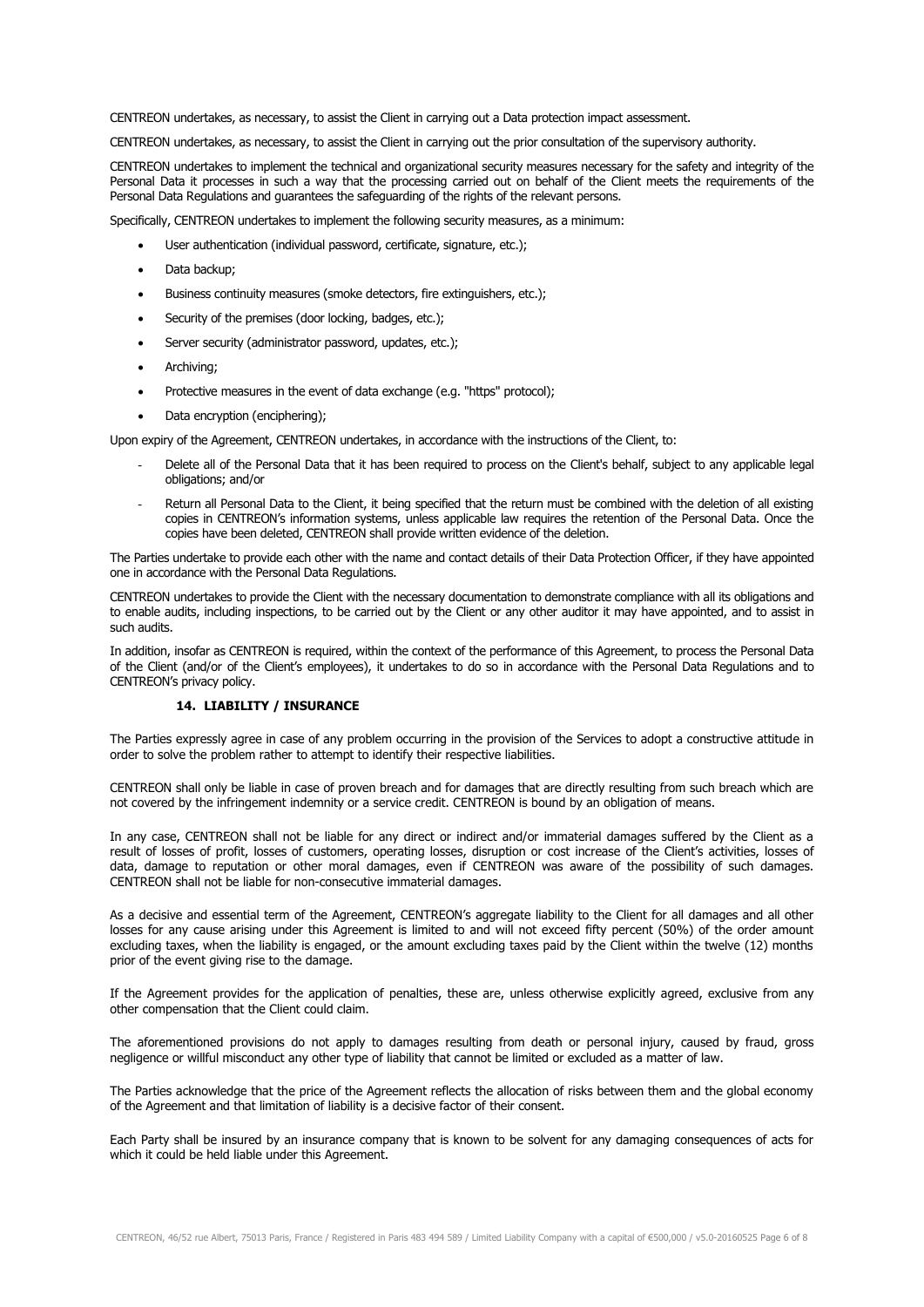CENTREON undertakes, as necessary, to assist the Client in carrying out a Data protection impact assessment.

CENTREON undertakes, as necessary, to assist the Client in carrying out the prior consultation of the supervisory authority.

CENTREON undertakes to implement the technical and organizational security measures necessary for the safety and integrity of the Personal Data it processes in such a way that the processing carried out on behalf of the Client meets the requirements of the Personal Data Regulations and guarantees the safeguarding of the rights of the relevant persons.

Specifically, CENTREON undertakes to implement the following security measures, as a minimum:

- User authentication (individual password, certificate, signature, etc.);
- Data backup;
- Business continuity measures (smoke detectors, fire extinguishers, etc.);
- Security of the premises (door locking, badges, etc.);
- Server security (administrator password, updates, etc.);
- Archiving;
- Protective measures in the event of data exchange (e.g. "https" protocol);
- Data encryption (enciphering);

Upon expiry of the Agreement, CENTREON undertakes, in accordance with the instructions of the Client, to:

- Delete all of the Personal Data that it has been required to process on the Client's behalf, subject to any applicable legal obligations; and/or
- Return all Personal Data to the Client, it being specified that the return must be combined with the deletion of all existing copies in CENTREON's information systems, unless applicable law requires the retention of the Personal Data. Once the copies have been deleted, CENTREON shall provide written evidence of the deletion.

The Parties undertake to provide each other with the name and contact details of their Data Protection Officer, if they have appointed one in accordance with the Personal Data Regulations.

CENTREON undertakes to provide the Client with the necessary documentation to demonstrate compliance with all its obligations and to enable audits, including inspections, to be carried out by the Client or any other auditor it may have appointed, and to assist in such audits.

In addition, insofar as CENTREON is required, within the context of the performance of this Agreement, to process the Personal Data of the Client (and/or of the Client's employees), it undertakes to do so in accordance with the Personal Data Regulations and to CENTREON's privacy policy.

## 14. LIABILITY / INSURANCE

The Parties expressly agree in case of any problem occurring in the provision of the Services to adopt a constructive attitude in order to solve the problem rather to attempt to identify their respective liabilities.

CENTREON shall only be liable in case of proven breach and for damages that are directly resulting from such breach which are not covered by the infringement indemnity or a service credit. CENTREON is bound by an obligation of means.

In any case, CENTREON shall not be liable for any direct or indirect and/or immaterial damages suffered by the Client as a result of losses of profit, losses of customers, operating losses, disruption or cost increase of the Client's activities, losses of data, damage to reputation or other moral damages, even if CENTREON was aware of the possibility of such damages. CENTREON shall not be liable for non-consecutive immaterial damages.

As a decisive and essential term of the Agreement, CENTREON's aggregate liability to the Client for all damages and all other losses for any cause arising under this Agreement is limited to and will not exceed fifty percent (50%) of the order amount excluding taxes, when the liability is engaged, or the amount excluding taxes paid by the Client within the twelve (12) months prior of the event giving rise to the damage.

If the Agreement provides for the application of penalties, these are, unless otherwise explicitly agreed, exclusive from any other compensation that the Client could claim.

The aforementioned provisions do not apply to damages resulting from death or personal injury, caused by fraud, gross negligence or willful misconduct any other type of liability that cannot be limited or excluded as a matter of law.

The Parties acknowledge that the price of the Agreement reflects the allocation of risks between them and the global economy of the Agreement and that limitation of liability is a decisive factor of their consent.

Each Party shall be insured by an insurance company that is known to be solvent for any damaging consequences of acts for which it could be held liable under this Agreement.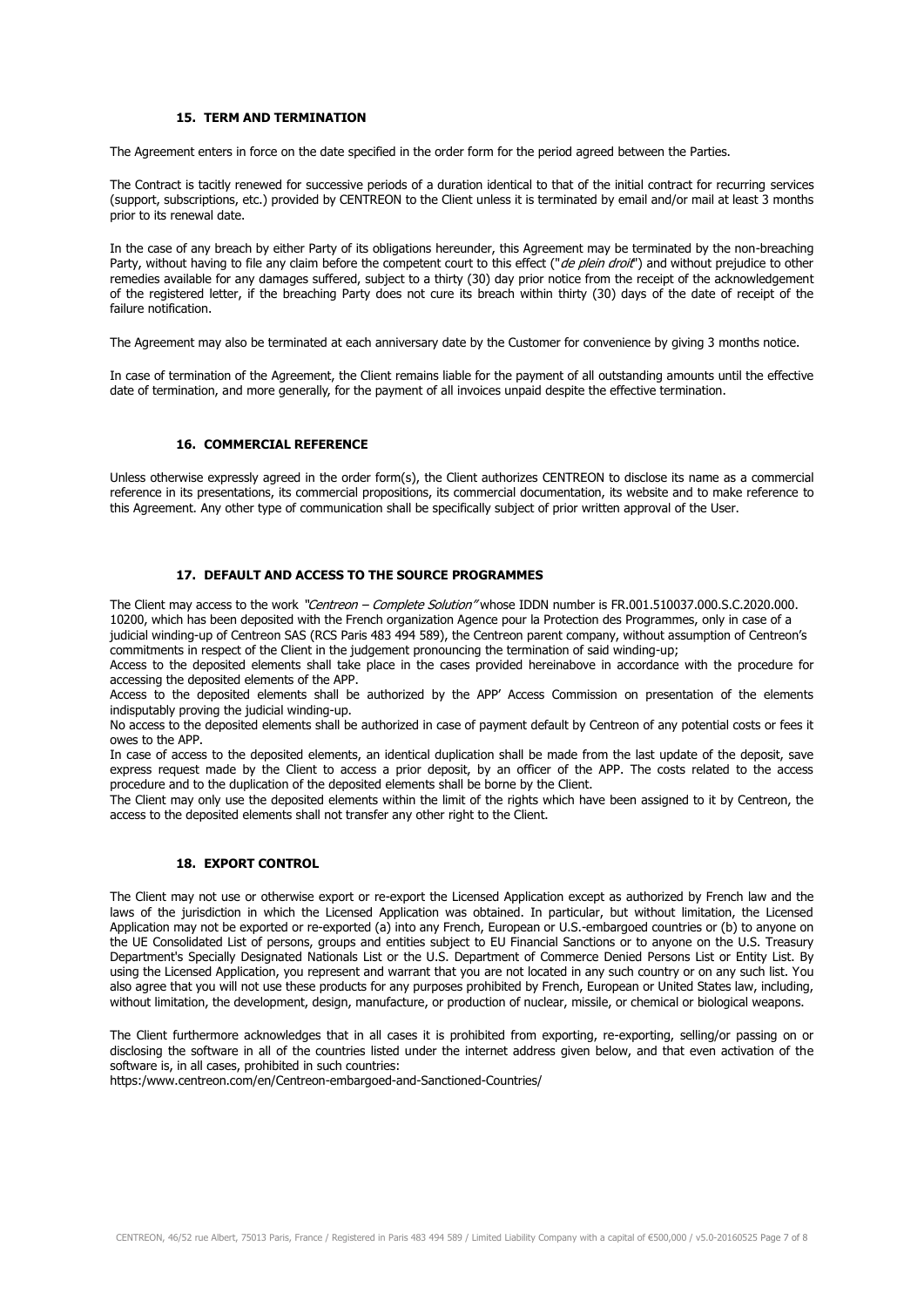### 15. TERM AND TERMINATION

The Agreement enters in force on the date specified in the order form for the period agreed between the Parties.

The Contract is tacitly renewed for successive periods of a duration identical to that of the initial contract for recurring services (support, subscriptions, etc.) provided by CENTREON to the Client unless it is terminated by email and/or mail at least 3 months prior to its renewal date.

In the case of any breach by either Party of its obligations hereunder, this Agreement may be terminated by the non-breaching Party, without having to file any claim before the competent court to this effect ("*de plein droit*") and without prejudice to other remedies available for any damages suffered, subject to a thirty (30) day prior notice from the receipt of the acknowledgement of the registered letter, if the breaching Party does not cure its breach within thirty (30) days of the date of receipt of the failure notification.

The Agreement may also be terminated at each anniversary date by the Customer for convenience by giving 3 months notice.

In case of termination of the Agreement, the Client remains liable for the payment of all outstanding amounts until the effective date of termination, and more generally, for the payment of all invoices unpaid despite the effective termination.

### 16. COMMERCIAL REFERENCE

Unless otherwise expressly agreed in the order form(s), the Client authorizes CENTREON to disclose its name as a commercial reference in its presentations, its commercial propositions, its commercial documentation, its website and to make reference to this Agreement. Any other type of communication shall be specifically subject of prior written approval of the User.

### 17. DEFAULT AND ACCESS TO THE SOURCE PROGRAMMES

The Client may access to the work *"Centreon – Complete Solution"* whose IDDN number is FR.001.510037.000.S.C.2020.000.10200, which has been deposited with the French organization Agence pour la Protection des Programmes, only in case of a judicial winding-up of Centreon SAS (RCS Paris 483 494 589), the Centreon parent company, without assumption of Centreon's commitments in respect of the Client in the judgement pronouncing the termination of said winding-up;

Access to the deposited elements shall take place in the cases provided hereinabove in accordance with the procedure for accessing the deposited elements of the APP.

Access to the deposited elements shall be authorized by the APP' Access Commission on presentation of the elements indisputably proving the judicial winding-up.

No access to the deposited elements shall be authorized in case of payment default by Centreon of any potential costs or fees it owes to the APP.

In case of access to the deposited elements, an identical duplication shall be made from the last update of the deposit, save express request made by the Client to access a prior deposit, by an officer of the APP. The costs related to the access procedure and to the duplication of the deposited elements shall be borne by the Client.

The Client may only use the deposited elements within the limit of the rights which have been assigned to it by Centreon, the access to the deposited elements shall not transfer any other right to the Client.

### 18. EXPORT CONTROL

The Client may not use or otherwise export or re-export the Licensed Application except as authorized by French law and the laws of the jurisdiction in which the Licensed Application was obtained. In particular, but without limitation, the Licensed Application may not be exported or re-exported (a) into any French, European or U.S.-embargoed countries or (b) to anyone on the UE Consolidated List of persons, groups and entities subject to EU Financial Sanctions or to anyone on the U.S. Treasury Department's Specially Designated Nationals List or the U.S. Department of Commerce Denied Persons List or Entity List. By using the Licensed Application, you represent and warrant that you are not located in any such country or on any such list. You also agree that you will not use these products for any purposes prohibited by French, European or United States law, including, without limitation, the development, design, manufacture, or production of nuclear, missile, or chemical or biological weapons.

The Client furthermore acknowledges that in all cases it is prohibited from exporting, re-exporting, selling/or passing on or disclosing the software in all of the countries listed under the internet address given below, and that even activation of the software is, in all cases, prohibited in such countries:
https:/www.centreon.com/en/Centreon-embargoed-and-Sanctioned-Countries/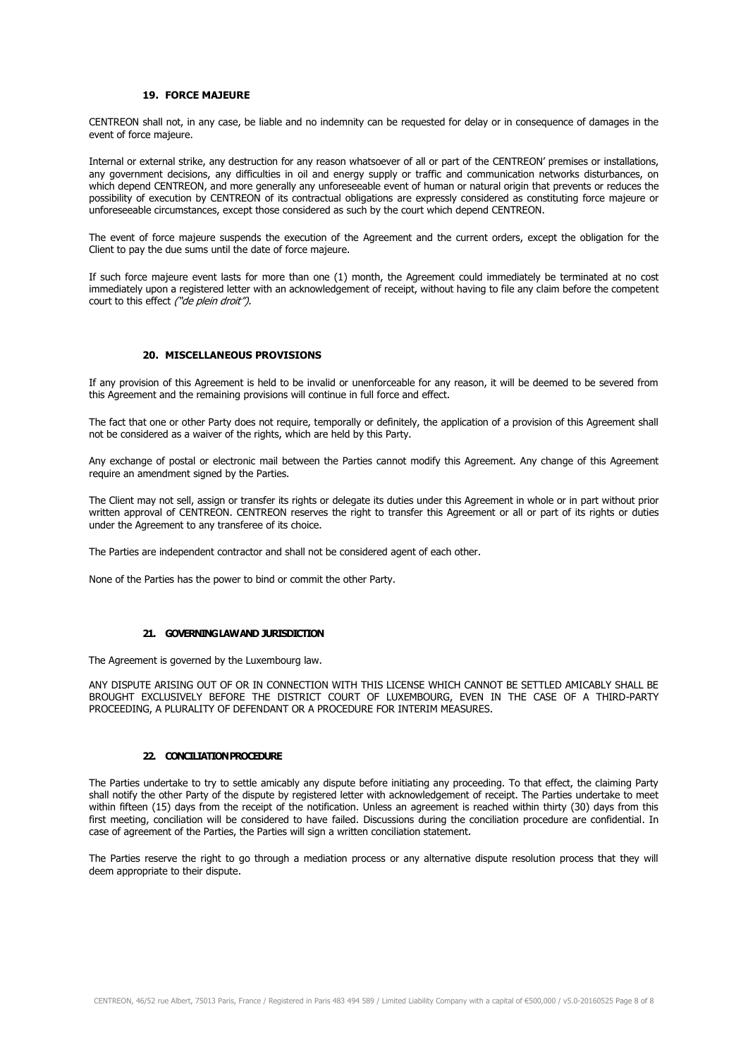## 19. FORCE MAJEURE

CENTREON shall not, in any case, be liable and no indemnity can be requested for delay or in consequence of damages in the event of force majeure.

Internal or external strike, any destruction for any reason whatsoever of all or part of the CENTREON' premises or installations, any government decisions, any difficulties in oil and energy supply or traffic and communication networks disturbances, on which depend CENTREON, and more generally any unforeseeable event of human or natural origin that prevents or reduces the possibility of execution by CENTREON of its contractual obligations are expressly considered as constituting force majeure or unforeseeable circumstances, except those considered as such by the court which depend CENTREON.

The event of force majeure suspends the execution of the Agreement and the current orders, except the obligation for the Client to pay the due sums until the date of force majeure.

If such force majeure event lasts for more than one (1) month, the Agreement could immediately be terminated at no cost immediately upon a registered letter with an acknowledgement of receipt, without having to file any claim before the competent court to this effect *("de plein droit").*

## 20. MISCELLANEOUS PROVISIONS

If any provision of this Agreement is held to be invalid or unenforceable for any reason, it will be deemed to be severed from this Agreement and the remaining provisions will continue in full force and effect.

The fact that one or other Party does not require, temporally or definitely, the application of a provision of this Agreement shall not be considered as a waiver of the rights, which are held by this Party.

Any exchange of postal or electronic mail between the Parties cannot modify this Agreement. Any change of this Agreement require an amendment signed by the Parties.

The Client may not sell, assign or transfer its rights or delegate its duties under this Agreement in whole or in part without prior written approval of CENTREON. CENTREON reserves the right to transfer this Agreement or all or part of its rights or duties under the Agreement to any transferee of its choice.

The Parties are independent contractor and shall not be considered agent of each other.

None of the Parties has the power to bind or commit the other Party.

## 21. GOVERNING LAW AND JURISDICTION

The Agreement is governed by the Luxembourg law.

ANY DISPUTE ARISING OUT OF OR IN CONNECTION WITH THIS LICENSE WHICH CANNOT BE SETTLED AMICABLY SHALL BE BROUGHT EXCLUSIVELY BEFORE THE DISTRICT COURT OF LUXEMBOURG, EVEN IN THE CASE OF A THIRD-PARTY PROCEEDING, A PLURALITY OF DEFENDANT OR A PROCEDURE FOR INTERIM MEASURES.

## 22. CONCILIATION PROCEDURE

The Parties undertake to try to settle amicably any dispute before initiating any proceeding. To that effect, the claiming Party shall notify the other Party of the dispute by registered letter with acknowledgement of receipt. The Parties undertake to meet within fifteen (15) days from the receipt of the notification. Unless an agreement is reached within thirty (30) days from this first meeting, conciliation will be considered to have failed. Discussions during the conciliation procedure are confidential. In case of agreement of the Parties, the Parties will sign a written conciliation statement.

The Parties reserve the right to go through a mediation process or any alternative dispute resolution process that they will deem appropriate to their dispute.